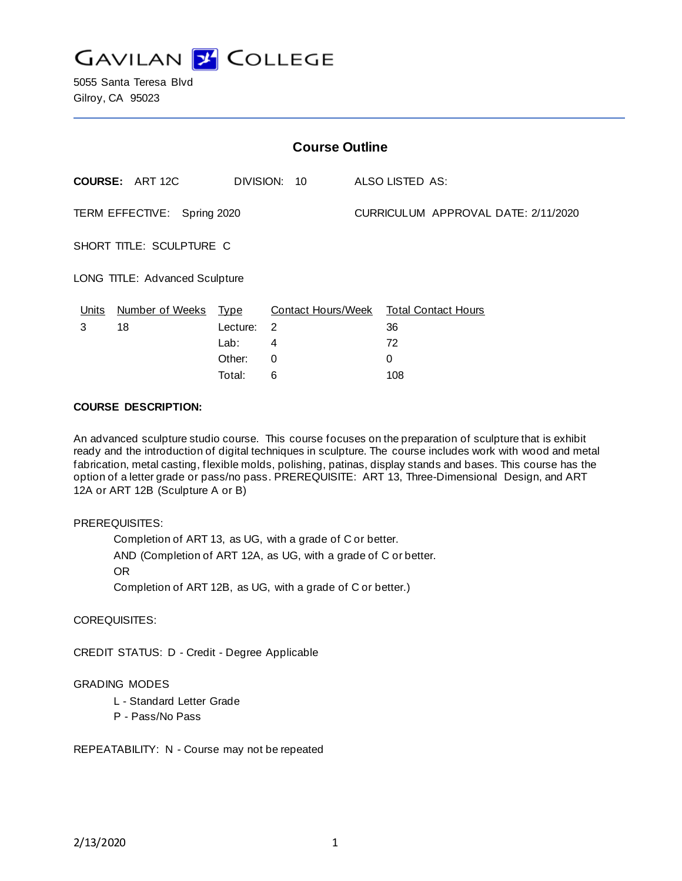# GAVILAN COLLEGE

5055 Santa Teresa Blvd
Gilroy, CA 95023

## Course Outline

**COURSE:** ART 12C DIVISION: 10 ALSO LISTED AS:

TERM EFFECTIVE: Spring 2020 CURRICULUM APPROVAL DATE: 2/11/2020

SHORT TITLE: SCULPTURE C

LONG TITLE: Advanced Sculpture

| Units | Number of Weeks | Type | Contact Hours/Week | Total Contact Hours |
|---|---|---|---|---|
| 3 | 18 | Lecture: | 2 | 36 |
| | | Lab: | 4 | 72 |
| | | Other: | 0 | 0 |
| | | Total: | 6 | 108 |

**COURSE DESCRIPTION:**

An advanced sculpture studio course. This course focuses on the preparation of sculpture that is exhibit ready and the introduction of digital techniques in sculpture. The course includes work with wood and metal fabrication, metal casting, flexible molds, polishing, patinas, display stands and bases. This course has the option of a letter grade or pass/no pass. PREREQUISITE: ART 13, Three-Dimensional Design, and ART 12A or ART 12B (Sculpture A or B)

PREREQUISITES:

Completion of ART 13, as UG, with a grade of C or better.
AND (Completion of ART 12A, as UG, with a grade of C or better.
OR
Completion of ART 12B, as UG, with a grade of C or better.)

COREQUISITES:

CREDIT STATUS: D - Credit - Degree Applicable

GRADING MODES

L - Standard Letter Grade
P - Pass/No Pass

REPEATABILITY: N - Course may not be repeated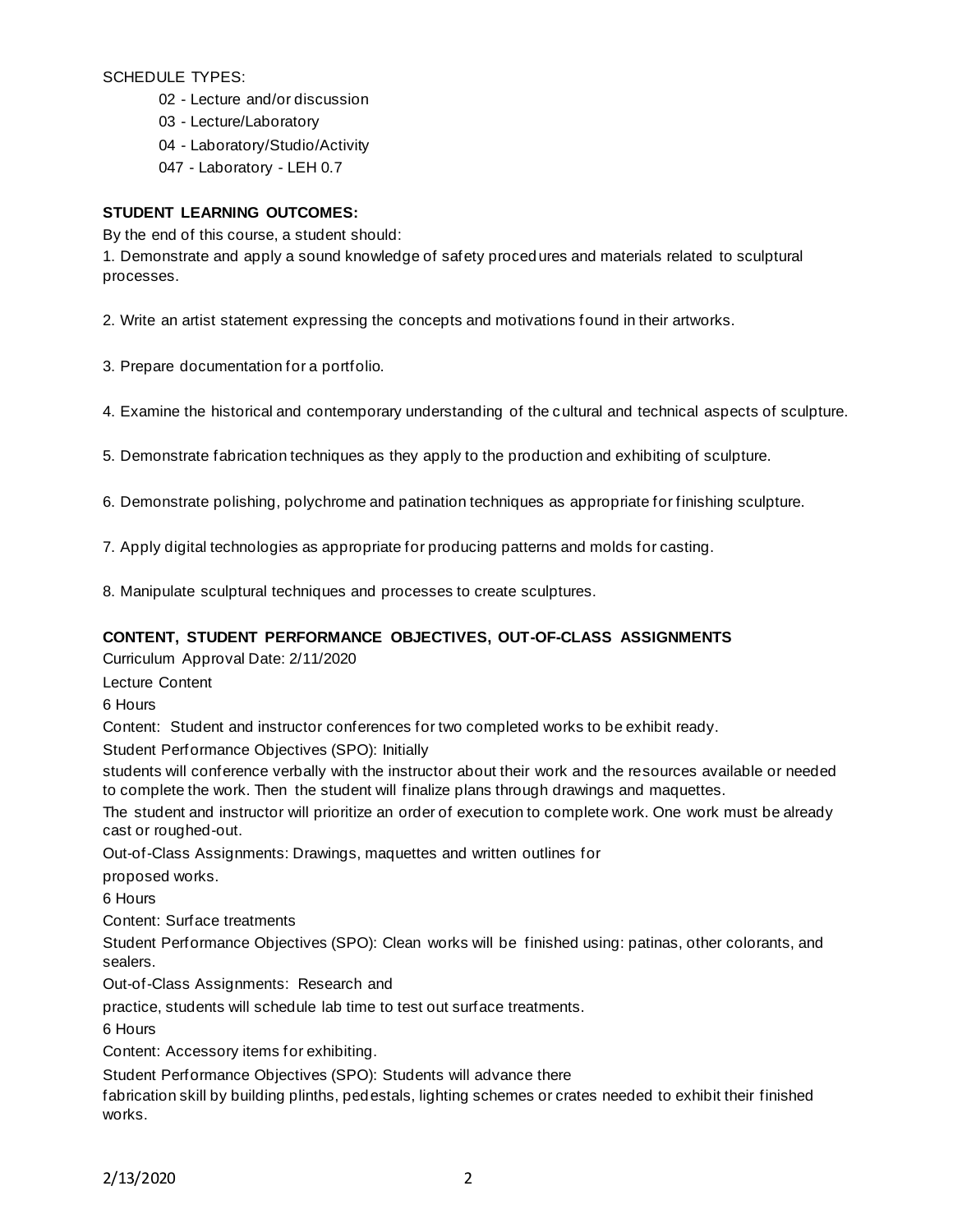SCHEDULE TYPES:

- 02 - Lecture and/or discussion
- 03 - Lecture/Laboratory
- 04 - Laboratory/Studio/Activity
- 047 - Laboratory - LEH 0.7

**STUDENT LEARNING OUTCOMES:**

By the end of this course, a student should:

1. Demonstrate and apply a sound knowledge of safety procedures and materials related to sculptural processes.

2. Write an artist statement expressing the concepts and motivations found in their artworks.

3. Prepare documentation for a portfolio.

4. Examine the historical and contemporary understanding of the cultural and technical aspects of sculpture.

5. Demonstrate fabrication techniques as they apply to the production and exhibiting of sculpture.

6. Demonstrate polishing, polychrome and patination techniques as appropriate for finishing sculpture.

7. Apply digital technologies as appropriate for producing patterns and molds for casting.

8. Manipulate sculptural techniques and processes to create sculptures.

**CONTENT, STUDENT PERFORMANCE OBJECTIVES, OUT-OF-CLASS ASSIGNMENTS**

Curriculum Approval Date: 2/11/2020

Lecture Content

6 Hours

Content: Student and instructor conferences for two completed works to be exhibit ready.

Student Performance Objectives (SPO): Initially students will conference verbally with the instructor about their work and the resources available or needed to complete the work. Then the student will finalize plans through drawings and maquettes.

The student and instructor will prioritize an order of execution to complete work. One work must be already cast or roughed-out.

Out-of-Class Assignments: Drawings, maquettes and written outlines for proposed works.

6 Hours

Content: Surface treatments

Student Performance Objectives (SPO): Clean works will be finished using: patinas, other colorants, and sealers.

Out-of-Class Assignments: Research and practice, students will schedule lab time to test out surface treatments.

6 Hours

Content: Accessory items for exhibiting.

Student Performance Objectives (SPO): Students will advance there fabrication skill by building plinths, pedestals, lighting schemes or crates needed to exhibit their finished works.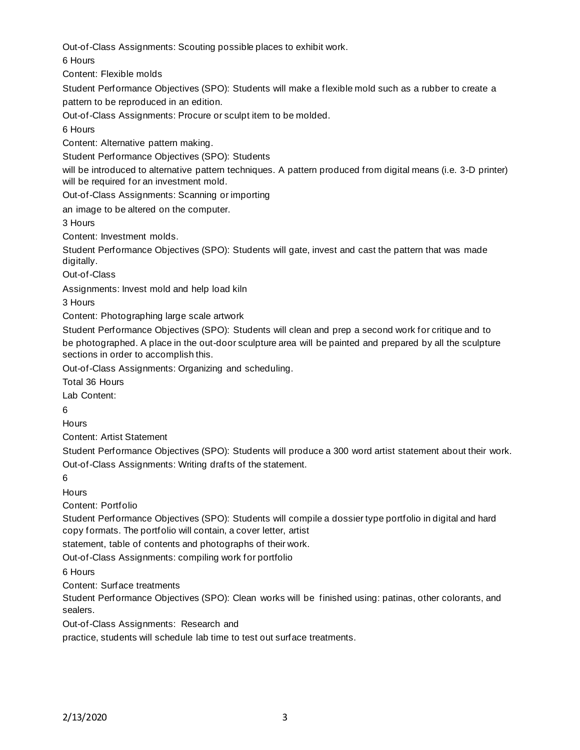Out-of-Class Assignments: Scouting possible places to exhibit work.

6 Hours

Content: Flexible molds

Student Performance Objectives (SPO): Students will make a flexible mold such as a rubber to create a pattern to be reproduced in an edition.

Out-of-Class Assignments: Procure or sculpt item to be molded.

6 Hours

Content: Alternative pattern making.

Student Performance Objectives (SPO): Students will be introduced to alternative pattern techniques. A pattern produced from digital means (i.e. 3-D printer) will be required for an investment mold.

Out-of-Class Assignments: Scanning or importing an image to be altered on the computer.

3 Hours

Content: Investment molds.

Student Performance Objectives (SPO): Students will gate, invest and cast the pattern that was made digitally.

Out-of-Class Assignments: Invest mold and help load kiln

3 Hours

Content: Photographing large scale artwork

Student Performance Objectives (SPO): Students will clean and prep a second work for critique and to be photographed. A place in the out-door sculpture area will be painted and prepared by all the sculpture sections in order to accomplish this.

Out-of-Class Assignments: Organizing and scheduling.

Total 36 Hours

Lab Content:

6 Hours

Content: Artist Statement

Student Performance Objectives (SPO): Students will produce a 300 word artist statement about their work.

Out-of-Class Assignments: Writing drafts of the statement.

6 Hours

Content: Portfolio

Student Performance Objectives (SPO): Students will compile a dossier type portfolio in digital and hard copy formats. The portfolio will contain, a cover letter, artist statement, table of contents and photographs of their work.

Out-of-Class Assignments: compiling work for portfolio

6 Hours

Content: Surface treatments

Student Performance Objectives (SPO): Clean works will be finished using: patinas, other colorants, and sealers.

Out-of-Class Assignments: Research and practice, students will schedule lab time to test out surface treatments.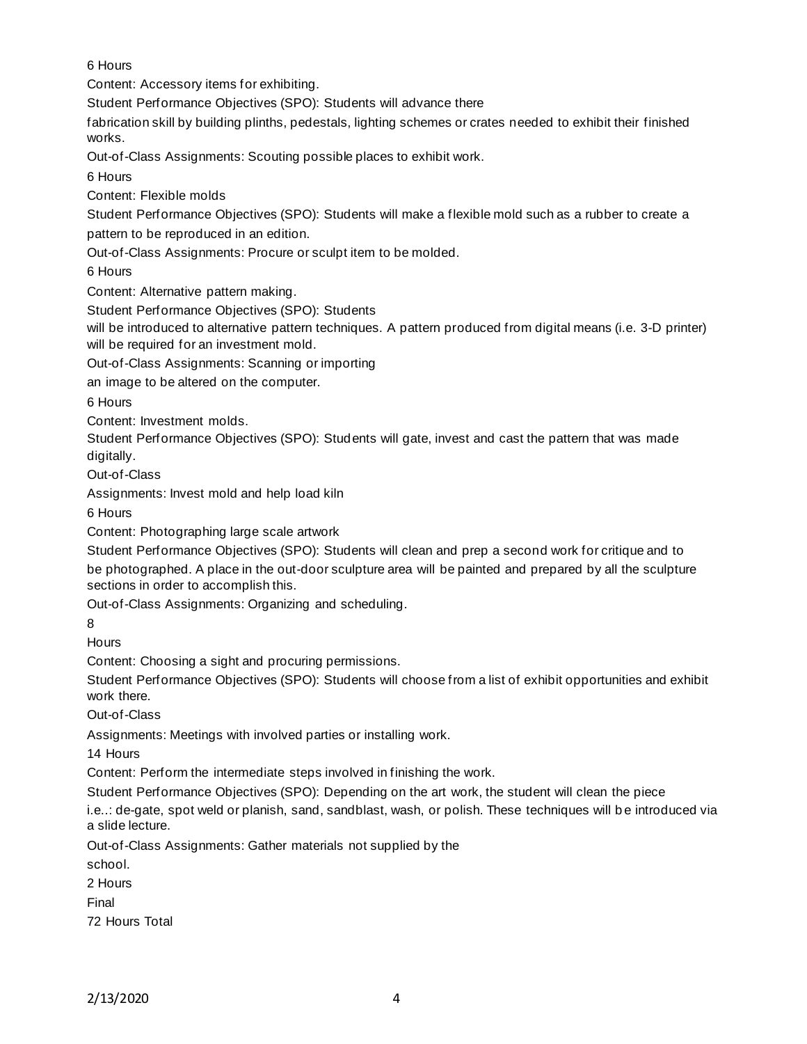6 Hours

Content: Accessory items for exhibiting.

Student Performance Objectives (SPO): Students will advance there fabrication skill by building plinths, pedestals, lighting schemes or crates needed to exhibit their finished works.

Out-of-Class Assignments: Scouting possible places to exhibit work.

6 Hours

Content: Flexible molds

Student Performance Objectives (SPO): Students will make a flexible mold such as a rubber to create a pattern to be reproduced in an edition.

Out-of-Class Assignments: Procure or sculpt item to be molded.

6 Hours

Content: Alternative pattern making.

Student Performance Objectives (SPO): Students will be introduced to alternative pattern techniques. A pattern produced from digital means (i.e. 3-D printer) will be required for an investment mold.

Out-of-Class Assignments: Scanning or importing an image to be altered on the computer.

6 Hours

Content: Investment molds.

Student Performance Objectives (SPO): Students will gate, invest and cast the pattern that was made digitally.

Out-of-Class Assignments: Invest mold and help load kiln

6 Hours

Content: Photographing large scale artwork

Student Performance Objectives (SPO): Students will clean and prep a second work for critique and to be photographed. A place in the out-door sculpture area will be painted and prepared by all the sculpture sections in order to accomplish this.

Out-of-Class Assignments: Organizing and scheduling.

8 Hours

Content: Choosing a sight and procuring permissions.

Student Performance Objectives (SPO): Students will choose from a list of exhibit opportunities and exhibit work there.

Out-of-Class Assignments: Meetings with involved parties or installing work.

14 Hours

Content: Perform the intermediate steps involved in finishing the work.

Student Performance Objectives (SPO): Depending on the art work, the student will clean the piece i.e..: de-gate, spot weld or planish, sand, sandblast, wash, or polish. These techniques will be introduced via a slide lecture.

Out-of-Class Assignments: Gather materials not supplied by the school.

2 Hours

Final

72 Hours Total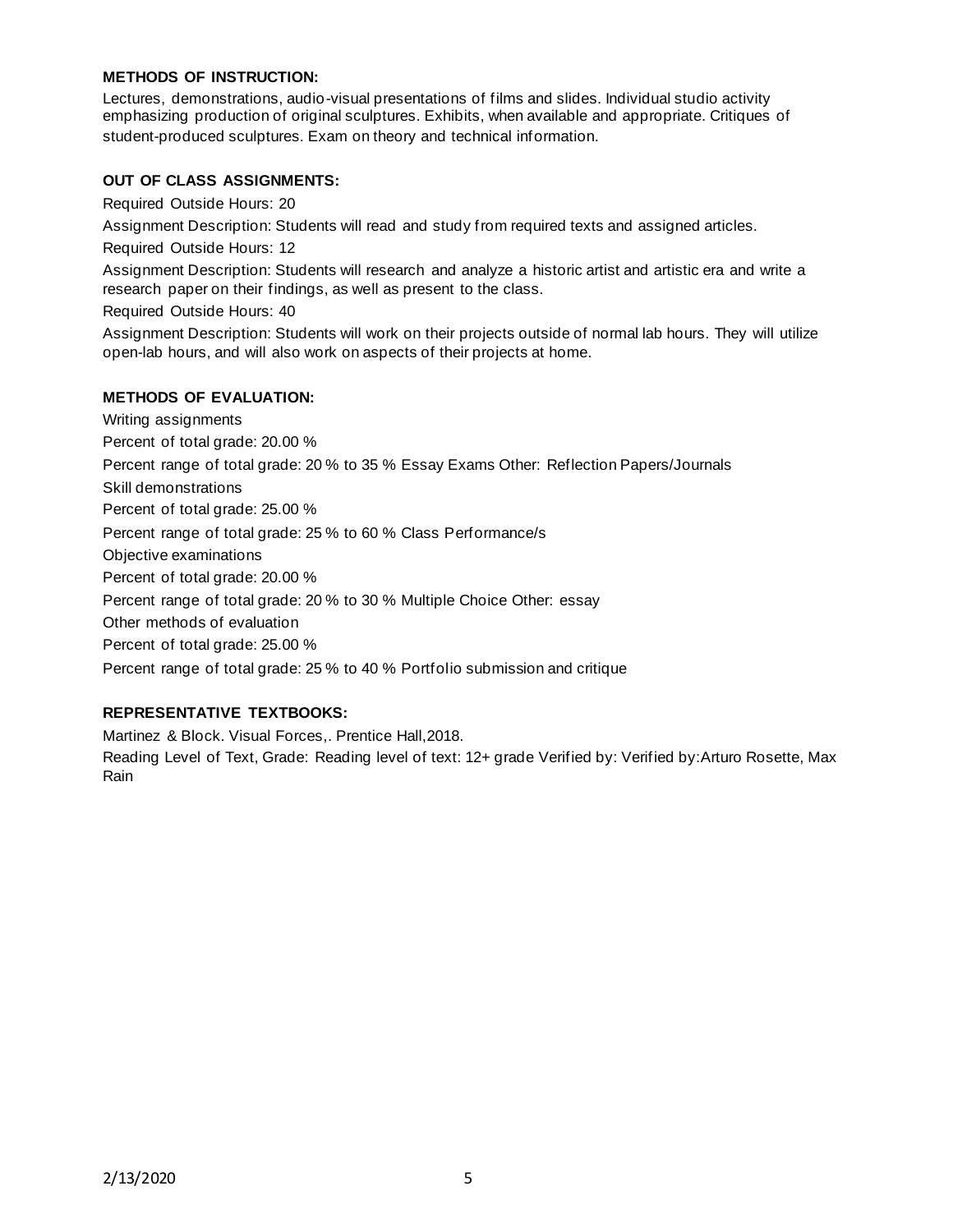**METHODS OF INSTRUCTION:**

Lectures, demonstrations, audio-visual presentations of films and slides. Individual studio activity emphasizing production of original sculptures. Exhibits, when available and appropriate. Critiques of student-produced sculptures. Exam on theory and technical information.

**OUT OF CLASS ASSIGNMENTS:**

Required Outside Hours: 20

Assignment Description: Students will read and study from required texts and assigned articles.

Required Outside Hours: 12

Assignment Description: Students will research and analyze a historic artist and artistic era and write a research paper on their findings, as well as present to the class.

Required Outside Hours: 40

Assignment Description: Students will work on their projects outside of normal lab hours. They will utilize open-lab hours, and will also work on aspects of their projects at home.

**METHODS OF EVALUATION:**

Writing assignments

Percent of total grade: 20.00 %

Percent range of total grade: 20 % to 35 % Essay Exams Other: Reflection Papers/Journals

Skill demonstrations

Percent of total grade: 25.00 %

Percent range of total grade: 25 % to 60 % Class Performance/s

Objective examinations

Percent of total grade: 20.00 %

Percent range of total grade: 20 % to 30 % Multiple Choice Other: essay

Other methods of evaluation

Percent of total grade: 25.00 %

Percent range of total grade: 25 % to 40 % Portfolio submission and critique

**REPRESENTATIVE TEXTBOOKS:**

Martinez & Block. Visual Forces,. Prentice Hall,2018.

Reading Level of Text, Grade: Reading level of text: 12+ grade Verified by: Verified by:Arturo Rosette, Max Rain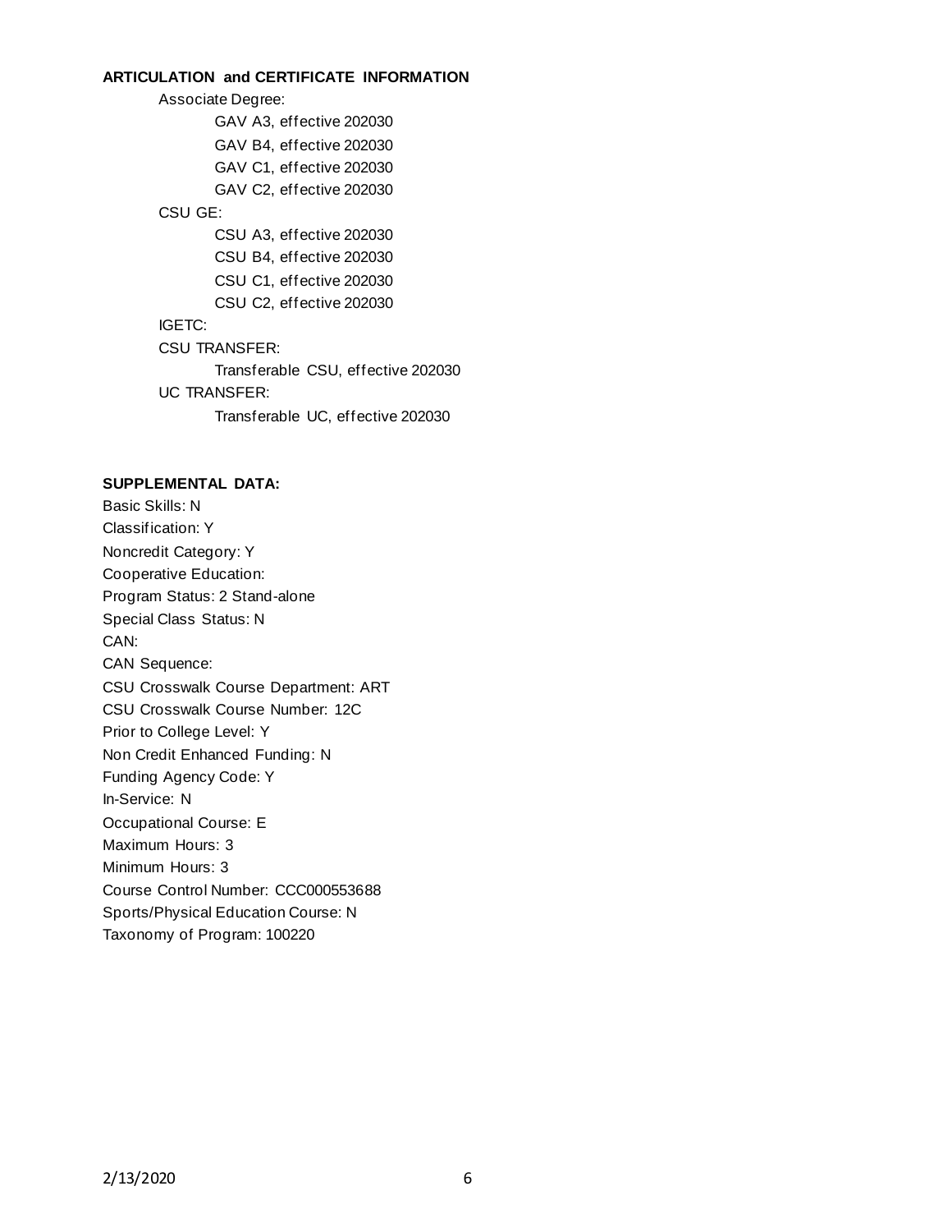**ARTICULATION and CERTIFICATE INFORMATION**

Associate Degree:

- GAV A3, effective 202030
- GAV B4, effective 202030
- GAV C1, effective 202030
- GAV C2, effective 202030

CSU GE:

- CSU A3, effective 202030
- CSU B4, effective 202030
- CSU C1, effective 202030
- CSU C2, effective 202030

IGETC:

CSU TRANSFER:

- Transferable CSU, effective 202030

UC TRANSFER:

- Transferable UC, effective 202030

**SUPPLEMENTAL DATA:**

Basic Skills: N
Classification: Y
Noncredit Category: Y
Cooperative Education:
Program Status: 2 Stand-alone
Special Class Status: N
CAN:
CAN Sequence:
CSU Crosswalk Course Department: ART
CSU Crosswalk Course Number: 12C
Prior to College Level: Y
Non Credit Enhanced Funding: N
Funding Agency Code: Y
In-Service: N
Occupational Course: E
Maximum Hours: 3
Minimum Hours: 3
Course Control Number: CCC000553688
Sports/Physical Education Course: N
Taxonomy of Program: 100220